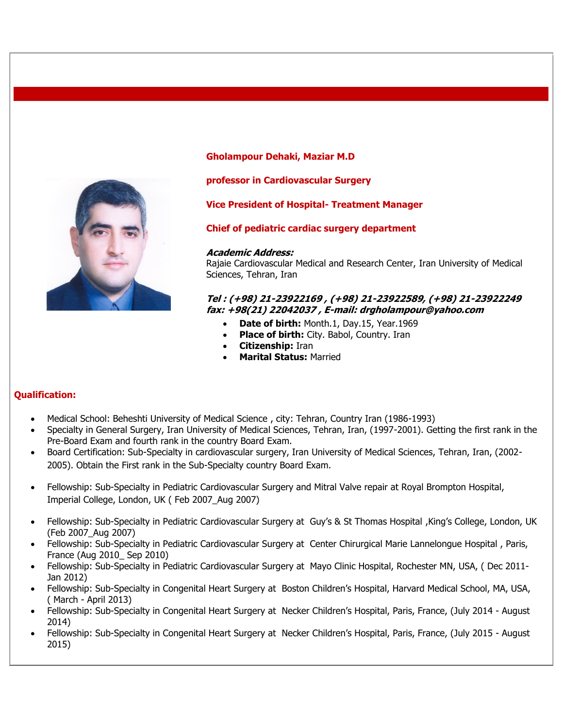**Gholampour Dehaki, Maziar M.D**

**professor in Cardiovascular Surgery**

**Vice President of Hospital- Treatment Manager**

**Chief of pediatric cardiac surgery department**

***Academic Address:***
Rajaie Cardiovascular Medical and Research Center, Iran University of Medical Sciences, Tehran, Iran

***Tel : (+98) 21-23922169 , (+98) 21-23922589, (+98) 21-23922249***
***fax: +98(21) 22042037 , E-mail: drgholampour@yahoo.com***

- **Date of birth:** Month.1, Day.15, Year.1969
- **Place of birth:** City. Babol, Country. Iran
- **Citizenship:** Iran
- **Marital Status:** Married

## Qualification:

- Medical School: Beheshti University of Medical Science , city: Tehran, Country Iran (1986-1993)
- Specialty in General Surgery, Iran University of Medical Sciences, Tehran, Iran, (1997-2001). Getting the first rank in the Pre-Board Exam and fourth rank in the country Board Exam.
- Board Certification: Sub-Specialty in cardiovascular surgery, Iran University of Medical Sciences, Tehran, Iran, (2002-2005). Obtain the First rank in the Sub-Specialty country Board Exam.
- Fellowship: Sub-Specialty in Pediatric Cardiovascular Surgery and Mitral Valve repair at Royal Brompton Hospital, Imperial College, London, UK ( Feb 2007_Aug 2007)
- Fellowship: Sub-Specialty in Pediatric Cardiovascular Surgery at Guy's & St Thomas Hospital ,King's College, London, UK (Feb 2007_Aug 2007)
- Fellowship: Sub-Specialty in Pediatric Cardiovascular Surgery at Center Chirurgical Marie Lannelongue Hospital , Paris, France (Aug 2010_ Sep 2010)
- Fellowship: Sub-Specialty in Pediatric Cardiovascular Surgery at Mayo Clinic Hospital, Rochester MN, USA, ( Dec 2011-Jan 2012)
- Fellowship: Sub-Specialty in Congenital Heart Surgery at Boston Children's Hospital, Harvard Medical School, MA, USA, ( March - April 2013)
- Fellowship: Sub-Specialty in Congenital Heart Surgery at Necker Children's Hospital, Paris, France, (July 2014 - August 2014)
- Fellowship: Sub-Specialty in Congenital Heart Surgery at Necker Children's Hospital, Paris, France, (July 2015 - August 2015)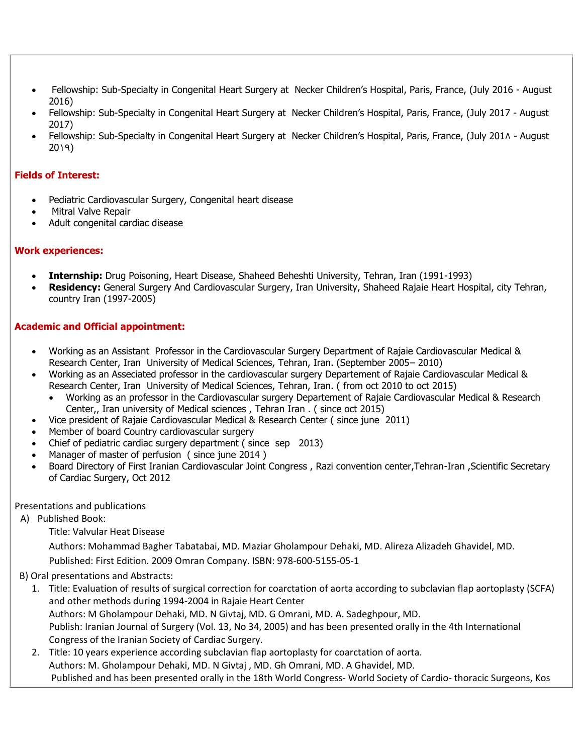- Fellowship: Sub-Specialty in Congenital Heart Surgery at Necker Children's Hospital, Paris, France, (July 2016 - August 2016)
- Fellowship: Sub-Specialty in Congenital Heart Surgery at Necker Children's Hospital, Paris, France, (July 2017 - August 2017)
- Fellowship: Sub-Specialty in Congenital Heart Surgery at Necker Children's Hospital, Paris, France, (July 201۸ - August 20۱۹)

**Fields of Interest:**

- Pediatric Cardiovascular Surgery, Congenital heart disease
- Mitral Valve Repair
- Adult congenital cardiac disease

**Work experiences:**

- **Internship:** Drug Poisoning, Heart Disease, Shaheed Beheshti University, Tehran, Iran (1991-1993)
- **Residency:** General Surgery And Cardiovascular Surgery, Iran University, Shaheed Rajaie Heart Hospital, city Tehran, country Iran (1997-2005)

**Academic and Official appointment:**

- Working as an Assistant Professor in the Cardiovascular Surgery Department of Rajaie Cardiovascular Medical & Research Center, Iran University of Medical Sciences, Tehran, Iran. (September 2005– 2010)
- Working as an Associated professor in the cardiovascular surgery Departement of Rajaie Cardiovascular Medical & Research Center, Iran University of Medical Sciences, Tehran, Iran. ( from oct 2010 to oct 2015)
  - Working as an professor in the Cardiovascular surgery Departement of Rajaie Cardiovascular Medical & Research Center,, Iran university of Medical sciences , Tehran Iran . ( since oct 2015)
- Vice president of Rajaie Cardiovascular Medical & Research Center ( since june 2011)
- Member of board Country cardiovascular surgery
- Chief of pediatric cardiac surgery department ( since sep 2013)
- Manager of master of perfusion ( since june 2014 )
- Board Directory of First Iranian Cardiovascular Joint Congress , Razi convention center,Tehran-Iran ,Scientific Secretary of Cardiac Surgery, Oct 2012

Presentations and publications

A) Published Book:

Title: Valvular Heat Disease

Authors: Mohammad Bagher Tabatabai, MD. Maziar Gholampour Dehaki, MD. Alireza Alizadeh Ghavidel, MD.

Published: First Edition. 2009 Omran Company. ISBN: 978-600-5155-05-1

B) Oral presentations and Abstracts:

1. Title: Evaluation of results of surgical correction for coarctation of aorta according to subclavian flap aortoplasty (SCFA) and other methods during 1994-2004 in Rajaie Heart Center
   Authors: M Gholampour Dehaki, MD. N Givtaj, MD. G Omrani, MD. A. Sadeghpour, MD.
   Publish: Iranian Journal of Surgery (Vol. 13, No 34, 2005) and has been presented orally in the 4th International Congress of the Iranian Society of Cardiac Surgery.
2. Title: 10 years experience according subclavian flap aortoplasty for coarctation of aorta.
   Authors: M. Gholampour Dehaki, MD. N Givtaj , MD. Gh Omrani, MD. A Ghavidel, MD.
   Published and has been presented orally in the 18th World Congress- World Society of Cardio- thoracic Surgeons, Kos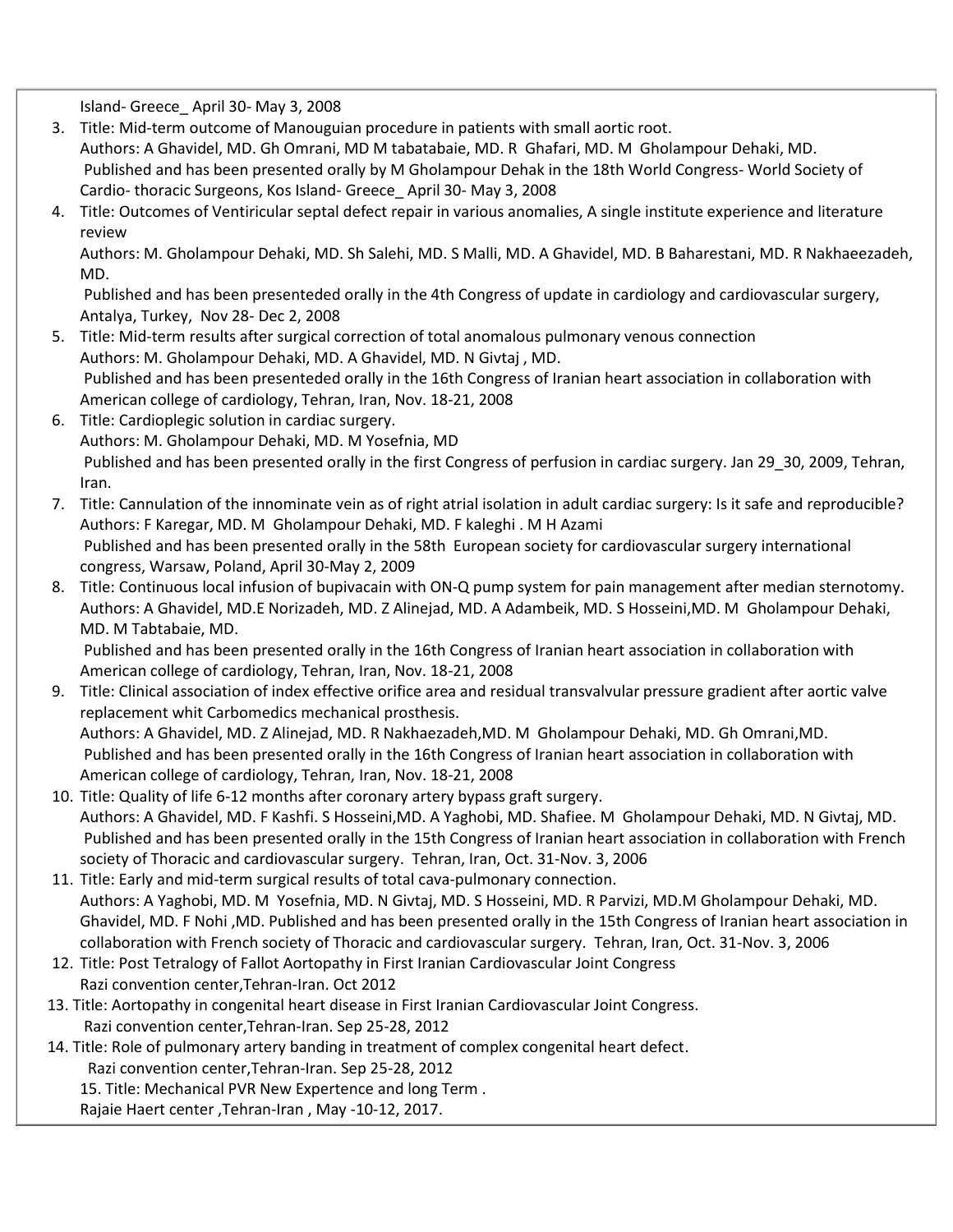Island- Greece_ April 30- May 3, 2008

3. Title: Mid-term outcome of Manouguian procedure in patients with small aortic root.
   Authors: A Ghavidel, MD. Gh Omrani, MD M tabatabaie, MD. R Ghafari, MD. M Gholampour Dehaki, MD.
   Published and has been presented orally by M Gholampour Dehak in the 18th World Congress- World Society of Cardio- thoracic Surgeons, Kos Island- Greece_ April 30- May 3, 2008
4. Title: Outcomes of Ventiricular septal defect repair in various anomalies, A single institute experience and literature review
   Authors: M. Gholampour Dehaki, MD. Sh Salehi, MD. S Malli, MD. A Ghavidel, MD. B Baharestani, MD. R Nakhaeezadeh, MD.
   Published and has been presenteded orally in the 4th Congress of update in cardiology and cardiovascular surgery, Antalya, Turkey, Nov 28- Dec 2, 2008
5. Title: Mid-term results after surgical correction of total anomalous pulmonary venous connection
   Authors: M. Gholampour Dehaki, MD. A Ghavidel, MD. N Givtaj , MD.
   Published and has been presenteded orally in the 16th Congress of Iranian heart association in collaboration with American college of cardiology, Tehran, Iran, Nov. 18-21, 2008
6. Title: Cardioplegic solution in cardiac surgery.
   Authors: M. Gholampour Dehaki, MD. M Yosefnia, MD
   Published and has been presented orally in the first Congress of perfusion in cardiac surgery. Jan 29_30, 2009, Tehran, Iran.
7. Title: Cannulation of the innominate vein as of right atrial isolation in adult cardiac surgery: Is it safe and reproducible?
   Authors: F Karegar, MD. M Gholampour Dehaki, MD. F kaleghi . M H Azami
   Published and has been presented orally in the 58th European society for cardiovascular surgery international congress, Warsaw, Poland, April 30-May 2, 2009
8. Title: Continuous local infusion of bupivacain with ON-Q pump system for pain management after median sternotomy.
   Authors: A Ghavidel, MD.E Norizadeh, MD. Z Alinejad, MD. A Adambeik, MD. S Hosseini,MD. M Gholampour Dehaki, MD. M Tabtabaie, MD.
   Published and has been presented orally in the 16th Congress of Iranian heart association in collaboration with American college of cardiology, Tehran, Iran, Nov. 18-21, 2008
9. Title: Clinical association of index effective orifice area and residual transvalvular pressure gradient after aortic valve replacement whit Carbomedics mechanical prosthesis.
   Authors: A Ghavidel, MD. Z Alinejad, MD. R Nakhaezadeh,MD. M Gholampour Dehaki, MD. Gh Omrani,MD.
   Published and has been presented orally in the 16th Congress of Iranian heart association in collaboration with American college of cardiology, Tehran, Iran, Nov. 18-21, 2008
10. Title: Quality of life 6-12 months after coronary artery bypass graft surgery.
    Authors: A Ghavidel, MD. F Kashfi. S Hosseini,MD. A Yaghobi, MD. Shafiee. M Gholampour Dehaki, MD. N Givtaj, MD.
    Published and has been presented orally in the 15th Congress of Iranian heart association in collaboration with French society of Thoracic and cardiovascular surgery. Tehran, Iran, Oct. 31-Nov. 3, 2006
11. Title: Early and mid-term surgical results of total cava-pulmonary connection.
    Authors: A Yaghobi, MD. M Yosefnia, MD. N Givtaj, MD. S Hosseini, MD. R Parvizi, MD.M Gholampour Dehaki, MD. Ghavidel, MD. F Nohi ,MD. Published and has been presented orally in the 15th Congress of Iranian heart association in collaboration with French society of Thoracic and cardiovascular surgery. Tehran, Iran, Oct. 31-Nov. 3, 2006
12. Title: Post Tetralogy of Fallot Aortopathy in First Iranian Cardiovascular Joint Congress
    Razi convention center,Tehran-Iran. Oct 2012
13. Title: Aortopathy in congenital heart disease in First Iranian Cardiovascular Joint Congress.
    Razi convention center,Tehran-Iran. Sep 25-28, 2012
14. Title: Role of pulmonary artery banding in treatment of complex congenital heart defect.
    Razi convention center,Tehran-Iran. Sep 25-28, 2012
15. Title: Mechanical PVR New Expertence and long Term .
    Rajaie Haert center ,Tehran-Iran , May -10-12, 2017.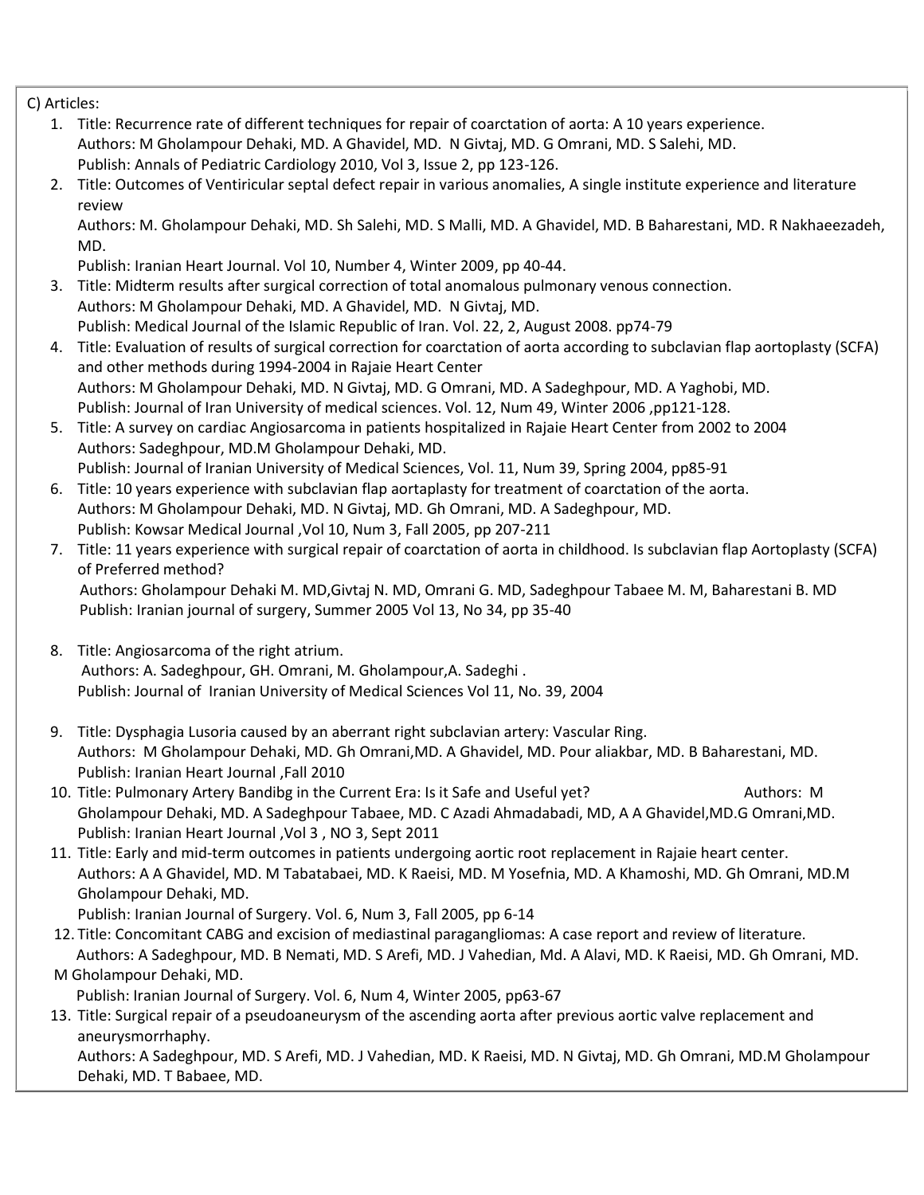C) Articles:

1. Title: Recurrence rate of different techniques for repair of coarctation of aorta: A 10 years experience.
   Authors: M Gholampour Dehaki, MD. A Ghavidel, MD. N Givtaj, MD. G Omrani, MD. S Salehi, MD.
   Publish: Annals of Pediatric Cardiology 2010, Vol 3, Issue 2, pp 123-126.
2. Title: Outcomes of Ventiricular septal defect repair in various anomalies, A single institute experience and literature review
   Authors: M. Gholampour Dehaki, MD. Sh Salehi, MD. S Malli, MD. A Ghavidel, MD. B Baharestani, MD. R Nakhaeezadeh, MD.
   Publish: Iranian Heart Journal. Vol 10, Number 4, Winter 2009, pp 40-44.
3. Title: Midterm results after surgical correction of total anomalous pulmonary venous connection.
   Authors: M Gholampour Dehaki, MD. A Ghavidel, MD. N Givtaj, MD.
   Publish: Medical Journal of the Islamic Republic of Iran. Vol. 22, 2, August 2008. pp74-79
4. Title: Evaluation of results of surgical correction for coarctation of aorta according to subclavian flap aortoplasty (SCFA) and other methods during 1994-2004 in Rajaie Heart Center
   Authors: M Gholampour Dehaki, MD. N Givtaj, MD. G Omrani, MD. A Sadeghpour, MD. A Yaghobi, MD.
   Publish: Journal of Iran University of medical sciences. Vol. 12, Num 49, Winter 2006 ,pp121-128.
5. Title: A survey on cardiac Angiosarcoma in patients hospitalized in Rajaie Heart Center from 2002 to 2004
   Authors: Sadeghpour, MD.M Gholampour Dehaki, MD.
   Publish: Journal of Iranian University of Medical Sciences, Vol. 11, Num 39, Spring 2004, pp85-91
6. Title: 10 years experience with subclavian flap aortaplasty for treatment of coarctation of the aorta.
   Authors: M Gholampour Dehaki, MD. N Givtaj, MD. Gh Omrani, MD. A Sadeghpour, MD.
   Publish: Kowsar Medical Journal ,Vol 10, Num 3, Fall 2005, pp 207-211
7. Title: 11 years experience with surgical repair of coarctation of aorta in childhood. Is subclavian flap Aortoplasty (SCFA) of Preferred method?
   Authors: Gholampour Dehaki M. MD,Givtaj N. MD, Omrani G. MD, Sadeghpour Tabaee M. M, Baharestani B. MD
   Publish: Iranian journal of surgery, Summer 2005 Vol 13, No 34, pp 35-40
8. Title: Angiosarcoma of the right atrium.
   Authors: A. Sadeghpour, GH. Omrani, M. Gholampour,A. Sadeghi .
   Publish: Journal of Iranian University of Medical Sciences Vol 11, No. 39, 2004
9. Title: Dysphagia Lusoria caused by an aberrant right subclavian artery: Vascular Ring.
   Authors: M Gholampour Dehaki, MD. Gh Omrani,MD. A Ghavidel, MD. Pour aliakbar, MD. B Baharestani, MD.
   Publish: Iranian Heart Journal ,Fall 2010
10. Title: Pulmonary Artery Bandibg in the Current Era: Is it Safe and Useful yet?
    Authors: M Gholampour Dehaki, MD. A Sadeghpour Tabaee, MD. C Azadi Ahmadabadi, MD, A A Ghavidel,MD.G Omrani,MD.
    Publish: Iranian Heart Journal ,Vol 3 , NO 3, Sept 2011
11. Title: Early and mid-term outcomes in patients undergoing aortic root replacement in Rajaie heart center.
    Authors: A A Ghavidel, MD. M Tabatabaei, MD. K Raeisi, MD. M Yosefnia, MD. A Khamoshi, MD. Gh Omrani, MD.M Gholampour Dehaki, MD.
    Publish: Iranian Journal of Surgery. Vol. 6, Num 3, Fall 2005, pp 6-14
12. Title: Concomitant CABG and excision of mediastinal paragangliomas: A case report and review of literature.
    Authors: A Sadeghpour, MD. B Nemati, MD. S Arefi, MD. J Vahedian, Md. A Alavi, MD. K Raeisi, MD. Gh Omrani, MD. M Gholampour Dehaki, MD.
    Publish: Iranian Journal of Surgery. Vol. 6, Num 4, Winter 2005, pp63-67
13. Title: Surgical repair of a pseudoaneurysm of the ascending aorta after previous aortic valve replacement and aneurysmorrhaphy.
    Authors: A Sadeghpour, MD. S Arefi, MD. J Vahedian, MD. K Raeisi, MD. N Givtaj, MD. Gh Omrani, MD.M Gholampour Dehaki, MD. T Babaee, MD.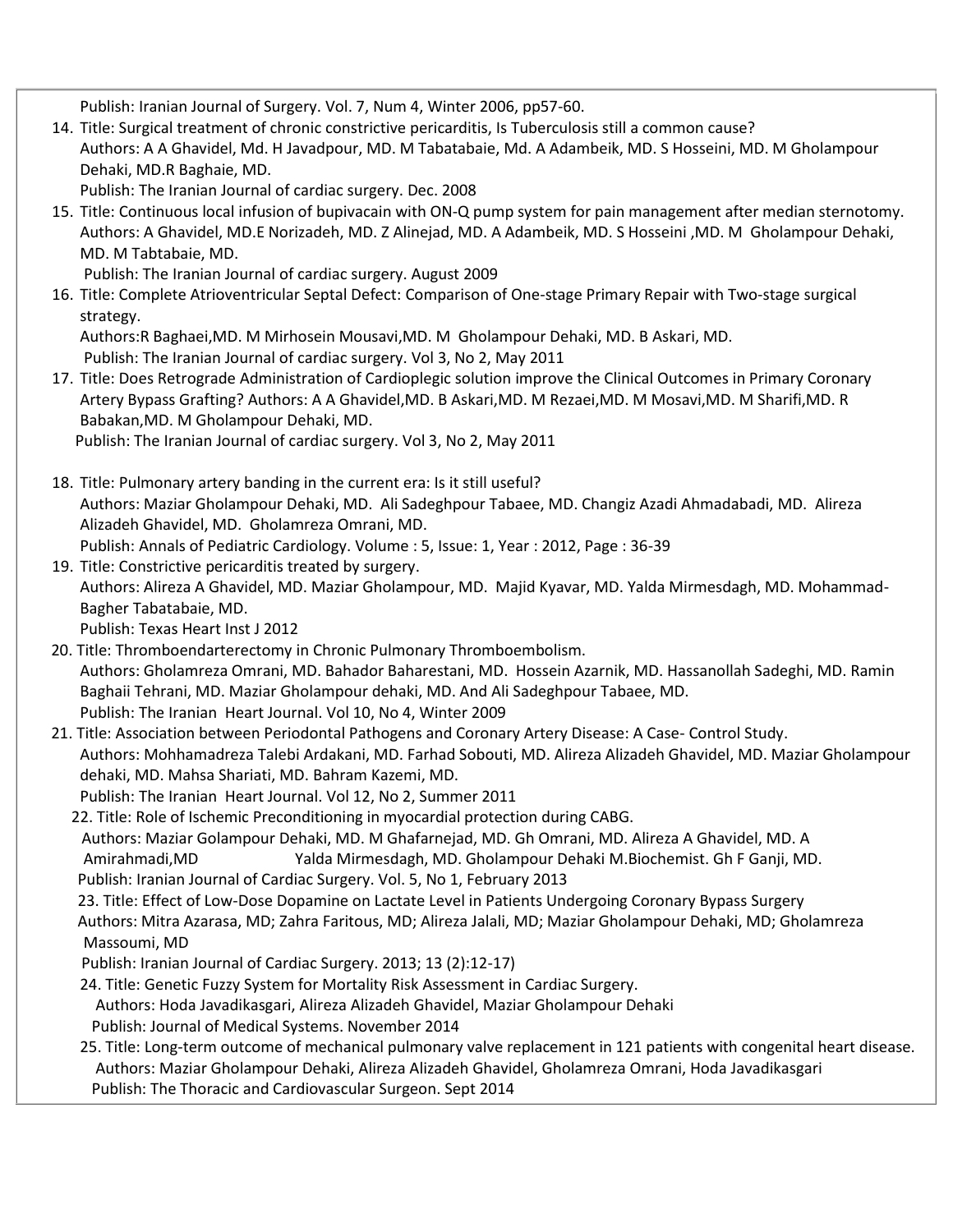Publish: Iranian Journal of Surgery. Vol. 7, Num 4, Winter 2006, pp57-60.

14. Title: Surgical treatment of chronic constrictive pericarditis, Is Tuberculosis still a common cause?
    Authors: A A Ghavidel, Md. H Javadpour, MD. M Tabatabaie, Md. A Adambeik, MD. S Hosseini, MD. M Gholampour Dehaki, MD.R Baghaie, MD.
    Publish: The Iranian Journal of cardiac surgery. Dec. 2008
15. Title: Continuous local infusion of bupivacain with ON-Q pump system for pain management after median sternotomy.
    Authors: A Ghavidel, MD.E Norizadeh, MD. Z Alinejad, MD. A Adambeik, MD. S Hosseini ,MD. M Gholampour Dehaki, MD. M Tabtabaie, MD.
    Publish: The Iranian Journal of cardiac surgery. August 2009
16. Title: Complete Atrioventricular Septal Defect: Comparison of One-stage Primary Repair with Two-stage surgical strategy.
    Authors:R Baghaei,MD. M Mirhosein Mousavi,MD. M Gholampour Dehaki, MD. B Askari, MD.
    Publish: The Iranian Journal of cardiac surgery. Vol 3, No 2, May 2011
17. Title: Does Retrograde Administration of Cardioplegic solution improve the Clinical Outcomes in Primary Coronary Artery Bypass Grafting? Authors: A A Ghavidel,MD. B Askari,MD. M Rezaei,MD. M Mosavi,MD. M Sharifi,MD. R Babakan,MD. M Gholampour Dehaki, MD.
    Publish: The Iranian Journal of cardiac surgery. Vol 3, No 2, May 2011

18. Title: Pulmonary artery banding in the current era: Is it still useful?
    Authors: Maziar Gholampour Dehaki, MD. Ali Sadeghpour Tabaee, MD. Changiz Azadi Ahmadabadi, MD. Alireza Alizadeh Ghavidel, MD. Gholamreza Omrani, MD.
    Publish: Annals of Pediatric Cardiology. Volume : 5, Issue: 1, Year : 2012, Page : 36-39
19. Title: Constrictive pericarditis treated by surgery.
    Authors: Alireza A Ghavidel, MD. Maziar Gholampour, MD. Majid Kyavar, MD. Yalda Mirmesdagh, MD. Mohammad-Bagher Tabatabaie, MD.
    Publish: Texas Heart Inst J 2012
20. Title: Thromboendarterectomy in Chronic Pulmonary Thromboembolism.
    Authors: Gholamreza Omrani, MD. Bahador Baharestani, MD. Hossein Azarnik, MD. Hassanollah Sadeghi, MD. Ramin Baghaii Tehrani, MD. Maziar Gholampour dehaki, MD. And Ali Sadeghpour Tabaee, MD.
    Publish: The Iranian Heart Journal. Vol 10, No 4, Winter 2009
21. Title: Association between Periodontal Pathogens and Coronary Artery Disease: A Case- Control Study.
    Authors: Mohhamadreza Talebi Ardakani, MD. Farhad Sobouti, MD. Alireza Alizadeh Ghavidel, MD. Maziar Gholampour dehaki, MD. Mahsa Shariati, MD. Bahram Kazemi, MD.
    Publish: The Iranian Heart Journal. Vol 12, No 2, Summer 2011
22. Title: Role of Ischemic Preconditioning in myocardial protection during CABG.
    Authors: Maziar Golampour Dehaki, MD. M Ghafarnejad, MD. Gh Omrani, MD. Alireza A Ghavidel, MD. A Amirahmadi,MD Yalda Mirmesdagh, MD. Gholampour Dehaki M.Biochemist. Gh F Ganji, MD.
    Publish: Iranian Journal of Cardiac Surgery. Vol. 5, No 1, February 2013
23. Title: Effect of Low-Dose Dopamine on Lactate Level in Patients Undergoing Coronary Bypass Surgery
    Authors: Mitra Azarasa, MD; Zahra Faritous, MD; Alireza Jalali, MD; Maziar Gholampour Dehaki, MD; Gholamreza Massoumi, MD
    Publish: Iranian Journal of Cardiac Surgery. 2013; 13 (2):12-17)
24. Title: Genetic Fuzzy System for Mortality Risk Assessment in Cardiac Surgery.
    Authors: Hoda Javadikasgari, Alireza Alizadeh Ghavidel, Maziar Gholampour Dehaki
    Publish: Journal of Medical Systems. November 2014
25. Title: Long-term outcome of mechanical pulmonary valve replacement in 121 patients with congenital heart disease.
    Authors: Maziar Gholampour Dehaki, Alireza Alizadeh Ghavidel, Gholamreza Omrani, Hoda Javadikasgari
    Publish: The Thoracic and Cardiovascular Surgeon. Sept 2014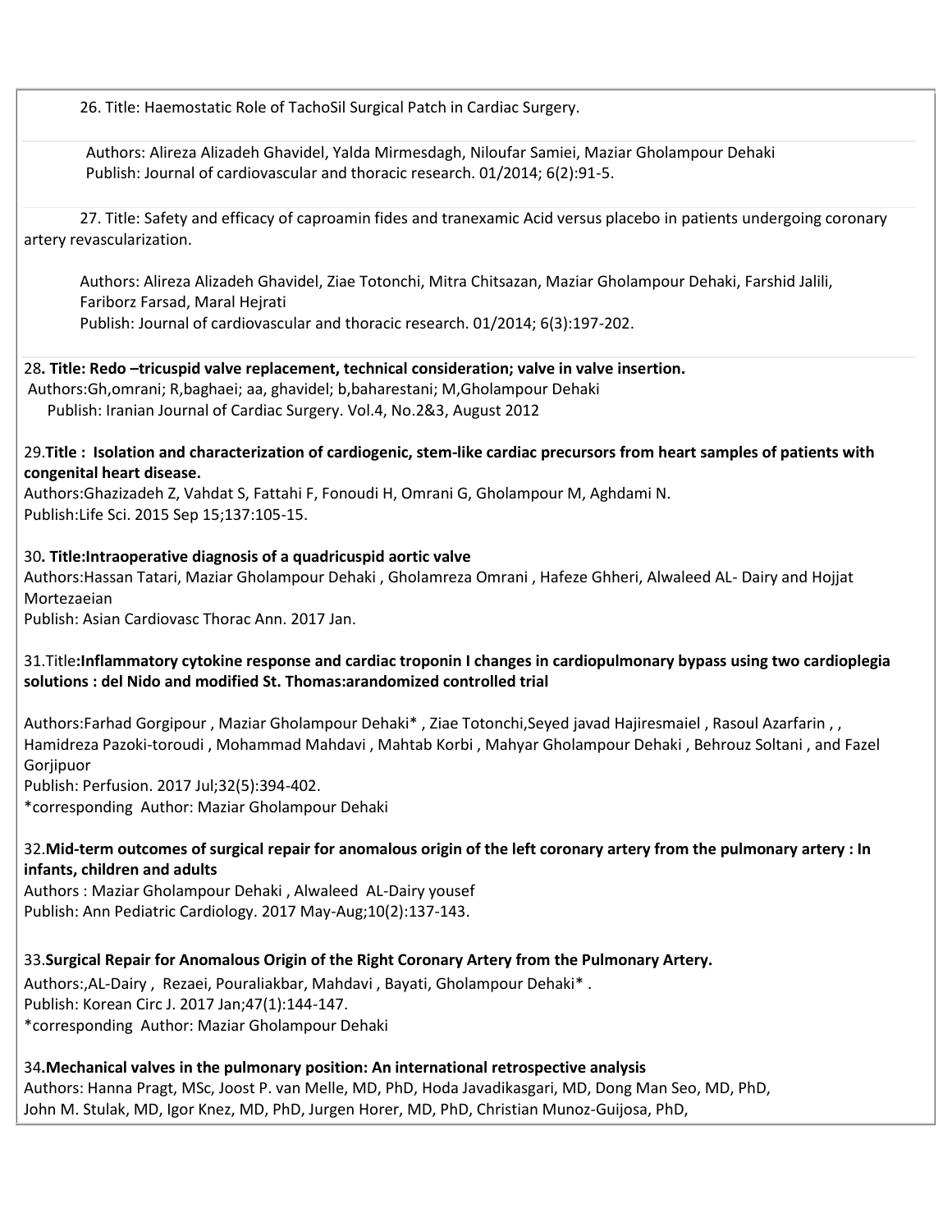26. Title: Haemostatic Role of TachoSil Surgical Patch in Cardiac Surgery.

Authors: Alireza Alizadeh Ghavidel, Yalda Mirmesdagh, Niloufar Samiei, Maziar Gholampour Dehaki
Publish: Journal of cardiovascular and thoracic research. 01/2014; 6(2):91-5.

27. Title: Safety and efficacy of caproamin fides and tranexamic Acid versus placebo in patients undergoing coronary artery revascularization.

Authors: Alireza Alizadeh Ghavidel, Ziae Totonchi, Mitra Chitsazan, Maziar Gholampour Dehaki, Farshid Jalili, Fariborz Farsad, Maral Hejrati
Publish: Journal of cardiovascular and thoracic research. 01/2014; 6(3):197-202.

28**. Title: Redo –tricuspid valve replacement, technical consideration; valve in valve insertion.**
Authors:Gh,omrani; R,baghaei; aa, ghavidel; b,baharestani; M,Gholampour Dehaki
Publish: Iranian Journal of Cardiac Surgery. Vol.4, No.2&3, August 2012

29.**Title : Isolation and characterization of cardiogenic, stem-like cardiac precursors from heart samples of patients with congenital heart disease.**
Authors:Ghazizadeh Z, Vahdat S, Fattahi F, Fonoudi H, Omrani G, Gholampour M, Aghdami N.
Publish:Life Sci. 2015 Sep 15;137:105-15.

30**. Title:Intraoperative diagnosis of a quadricuspid aortic valve**
Authors:Hassan Tatari, Maziar Gholampour Dehaki , Gholamreza Omrani , Hafeze Ghheri, Alwaleed AL- Dairy and Hojjat Mortezaeian
Publish: Asian Cardiovasc Thorac Ann. 2017 Jan.

31.Title**:Inflammatory cytokine response and cardiac troponin I changes in cardiopulmonary bypass using two cardioplegia solutions : del Nido and modified St. Thomas:arandomized controlled trial**

Authors:Farhad Gorgipour , Maziar Gholampour Dehaki* , Ziae Totonchi,Seyed javad Hajiresmaiel , Rasoul Azarfarin , , Hamidreza Pazoki-toroudi , Mohammad Mahdavi , Mahtab Korbi , Mahyar Gholampour Dehaki , Behrouz Soltani , and Fazel Gorjipuor
Publish: Perfusion. 2017 Jul;32(5):394-402.
*corresponding Author: Maziar Gholampour Dehaki

32.**Mid-term outcomes of surgical repair for anomalous origin of the left coronary artery from the pulmonary artery : In infants, children and adults**
Authors : Maziar Gholampour Dehaki , Alwaleed AL-Dairy yousef
Publish: Ann Pediatric Cardiology. 2017 May-Aug;10(2):137-143.

33.**Surgical Repair for Anomalous Origin of the Right Coronary Artery from the Pulmonary Artery.**
Authors:,AL-Dairy , Rezaei, Pouraliakbar, Mahdavi , Bayati, Gholampour Dehaki* .
Publish: Korean Circ J. 2017 Jan;47(1):144-147.
*corresponding Author: Maziar Gholampour Dehaki

34**.Mechanical valves in the pulmonary position: An international retrospective analysis**
Authors: Hanna Pragt, MSc, Joost P. van Melle, MD, PhD, Hoda Javadikasgari, MD, Dong Man Seo, MD, PhD, John M. Stulak, MD, Igor Knez, MD, PhD, Jurgen Horer, MD, PhD, Christian Munoz-Guijosa, PhD,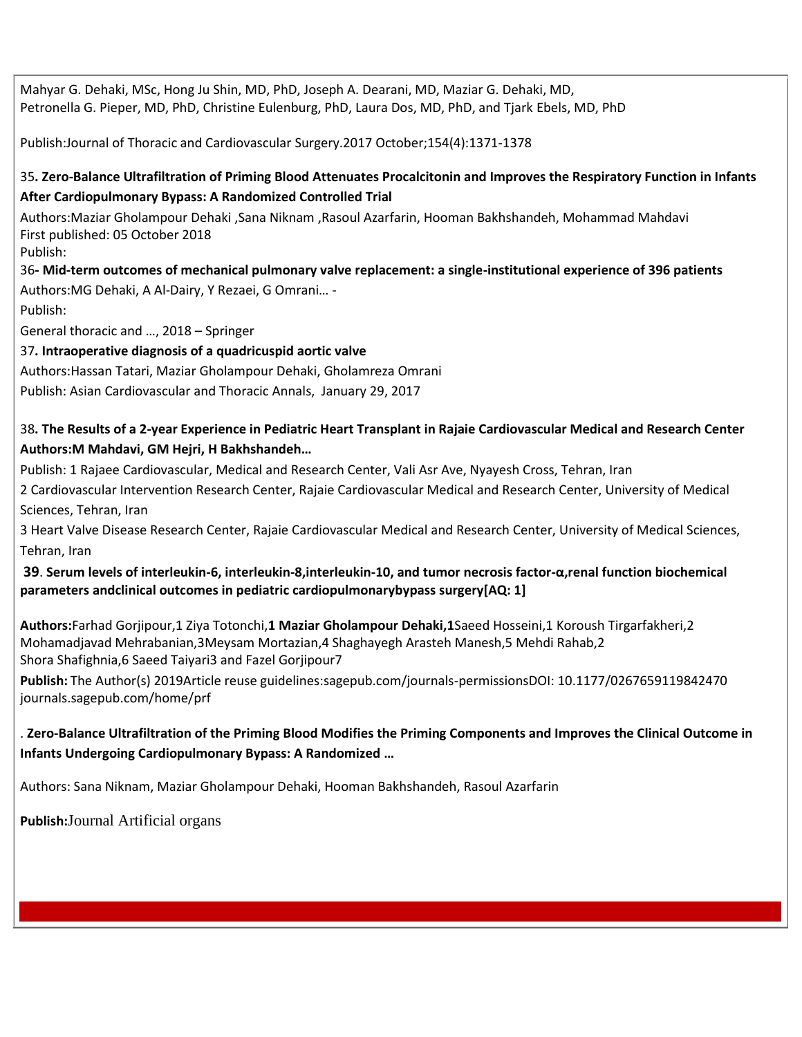Mahyar G. Dehaki, MSc, Hong Ju Shin, MD, PhD, Joseph A. Dearani, MD, Maziar G. Dehaki, MD, Petronella G. Pieper, MD, PhD, Christine Eulenburg, PhD, Laura Dos, MD, PhD, and Tjark Ebels, MD, PhD

Publish:Journal of Thoracic and Cardiovascular Surgery.2017 October;154(4):1371-1378

35**. Zero-Balance Ultrafiltration of Priming Blood Attenuates Procalcitonin and Improves the Respiratory Function in Infants After Cardiopulmonary Bypass: A Randomized Controlled Trial**

Authors:Maziar Gholampour Dehaki ,Sana Niknam ,Rasoul Azarfarin, Hooman Bakhshandeh, Mohammad Mahdavi
First published: 05 October 2018
Publish:

36**- Mid-term outcomes of mechanical pulmonary valve replacement: a single-institutional experience of 396 patients**

Authors:MG Dehaki, A Al-Dairy, Y Rezaei, G Omrani… -

Publish:

General thoracic and …, 2018 – Springer

37**. Intraoperative diagnosis of a quadricuspid aortic valve**

Authors:Hassan Tatari, Maziar Gholampour Dehaki, Gholamreza Omrani

Publish: Asian Cardiovascular and Thoracic Annals, January 29, 2017

38**. The Results of a 2-year Experience in Pediatric Heart Transplant in Rajaie Cardiovascular Medical and Research Center**
**Authors:M Mahdavi, GM Hejri, H Bakhshandeh…**

Publish: 1 Rajaee Cardiovascular, Medical and Research Center, Vali Asr Ave, Nyayesh Cross, Tehran, Iran

2 Cardiovascular Intervention Research Center, Rajaie Cardiovascular Medical and Research Center, University of Medical Sciences, Tehran, Iran

3 Heart Valve Disease Research Center, Rajaie Cardiovascular Medical and Research Center, University of Medical Sciences, Tehran, Iran

**39**. **Serum levels of interleukin-6, interleukin-8,interleukin-10, and tumor necrosis factor-α,renal function biochemical parameters andclinical outcomes in pediatric cardiopulmonarybypass surgery[AQ: 1]**

**Authors:**Farhad Gorjipour,1 Ziya Totonchi,**1 Maziar Gholampour Dehaki,1**Saeed Hosseini,1 Koroush Tirgarfakheri,2 Mohamadjavad Mehrabanian,3Meysam Mortazian,4 Shaghayegh Arasteh Manesh,5 Mehdi Rahab,2 Shora Shafighnia,6 Saeed Taiyari3 and Fazel Gorjipour7

**Publish:** The Author(s) 2019Article reuse guidelines:sagepub.com/journals-permissionsDOI: 10.1177/0267659119842470 journals.sagepub.com/home/prf

. **Zero-Balance Ultrafiltration of the Priming Blood Modifies the Priming Components and Improves the Clinical Outcome in Infants Undergoing Cardiopulmonary Bypass: A Randomized …**

Authors: Sana Niknam, Maziar Gholampour Dehaki, Hooman Bakhshandeh, Rasoul Azarfarin

**Publish:**Journal Artificial organs